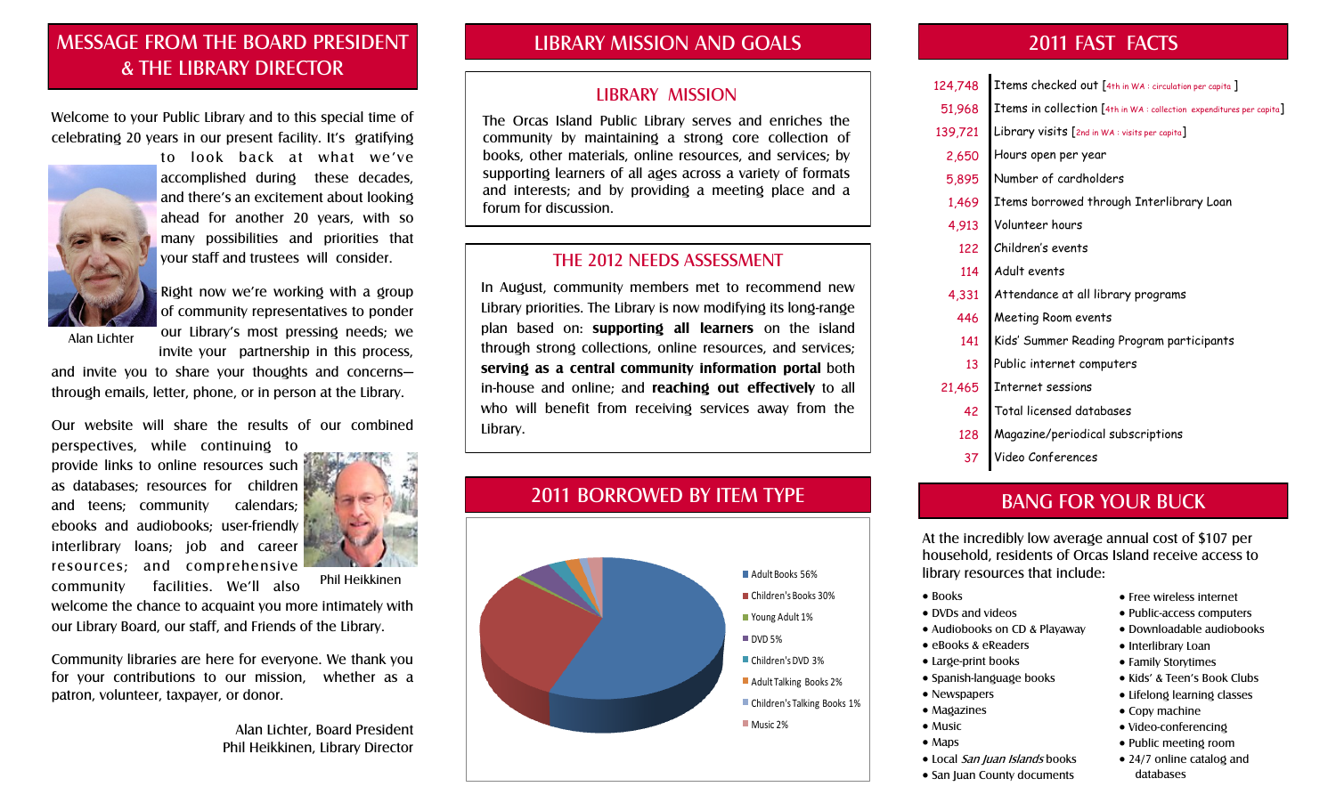## MESSAGE FROM THE BOARD PRESIDENT & THE LIBRARY DIRECTOR

Welcome to your Public Library and to this special time of celebrating 20 years in our present facility. It's gratifying to look back at what we've accomplished during these decades, and there's an excitement about looking ahead for another 20 years, with so many possibilities and priorities that your staff and trustees will consider.

Alan Lichter

Right now we're working with a group of community representatives to ponder our Library's most pressing needs; we invite your partnership in this process, and invite you to share your thoughts and concerns—through emails, letter, phone, or in person at the Library.

Our website will share the results of our combined perspectives, while continuing to provide links to online resources such as databases; resources for children and teens; community calendars; ebooks and audiobooks; user-friendly interlibrary loans; job and career resources; and comprehensive community facilities. We'll also welcome the chance to acquaint you more intimately with our Library Board, our staff, and Friends of the Library.

Phil Heikkinen

Community libraries are here for everyone. We thank you for your contributions to our mission, whether as a patron, volunteer, taxpayer, or donor.

Alan Lichter, Board President
Phil Heikkinen, Library Director

## LIBRARY MISSION AND GOALS

### LIBRARY MISSION

The Orcas Island Public Library serves and enriches the community by maintaining a strong core collection of books, other materials, online resources, and services; by supporting learners of all ages across a variety of formats and interests; and by providing a meeting place and a forum for discussion.

### THE 2012 NEEDS ASSESSMENT

In August, community members met to recommend new Library priorities. The Library is now modifying its long-range plan based on: **supporting all learners** on the island through strong collections, online resources, and services; **serving as a central community information portal** both in-house and online; and **reaching out effectively** to all who will benefit from receiving services away from the Library.

## 2011 BORROWED BY ITEM TYPE

- Adult Books 56%
- Children's Books 30%
- Young Adult 1%
- DVD 5%
- Children's DVD 3%
- Adult Talking Books 2%
- Children's Talking Books 1%
- Music 2%

## 2011 FAST FACTS

| | |
|---:|---|
| 124,748 | Items checked out [4th in WA : circulation per capita ] |
| 51,968 | Items in collection [4th in WA : collection expenditures per capita] |
| 139,721 | Library visits [2nd in WA : visits per capita] |
| 2,650 | Hours open per year |
| 5,895 | Number of cardholders |
| 1,469 | Items borrowed through Interlibrary Loan |
| 4,913 | Volunteer hours |
| 122 | Children's events |
| 114 | Adult events |
| 4,331 | Attendance at all library programs |
| 446 | Meeting Room events |
| 141 | Kids' Summer Reading Program participants |
| 13 | Public internet computers |
| 21,465 | Internet sessions |
| 42 | Total licensed databases |
| 128 | Magazine/periodical subscriptions |
| 37 | Video Conferences |

## BANG FOR YOUR BUCK

At the incredibly low average annual cost of $107 per household, residents of Orcas Island receive access to library resources that include:

- Books
- DVDs and videos
- Audiobooks on CD & Playaway
- eBooks & eReaders
- Large-print books
- Spanish-language books
- Newspapers
- Magazines
- Music
- Maps
- Local *San Juan Islands* books
- San Juan County documents
- Free wireless internet
- Public-access computers
- Downloadable audiobooks
- Interlibrary Loan
- Family Storytimes
- Kids' & Teen's Book Clubs
- Lifelong learning classes
- Copy machine
- Video-conferencing
- Public meeting room
- 24/7 online catalog and databases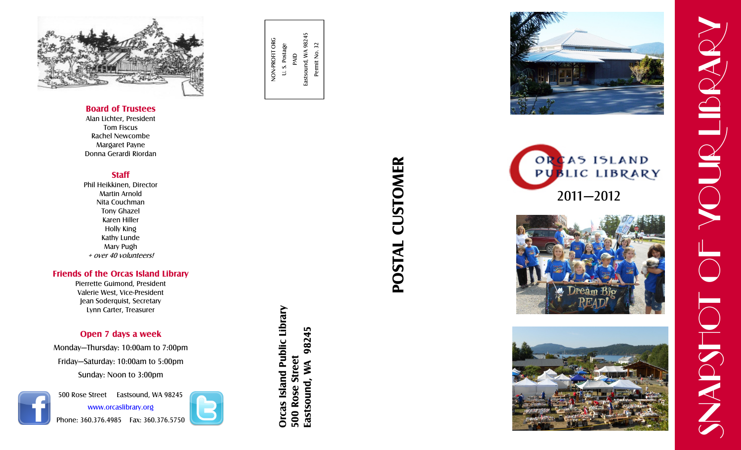## Board of Trustees

Alan Lichter, President
Tom Fiscus
Rachel Newcombe
Margaret Payne
Donna Gerardi Riordan

## Staff

Phil Heikkinen, Director
Martin Arnold
Nita Couchman
Tony Ghazel
Karen Hiller
Holly King
Kathy Lunde
Mary Pugh
*+ over 40 volunteers!*

## Friends of the Orcas Island Library

Pierrette Guimond, President
Valerie West, Vice-President
Jean Soderquist, Secretary
Lynn Carter, Treasurer

## Open 7 days a week

Monday—Thursday: 10:00am to 7:00pm
Friday—Saturday: 10:00am to 5:00pm
Sunday: Noon to 3:00pm

500 Rose Street Eastsound, WA 98245
www.orcaslibrary.org
Phone: 360.376.4985 Fax: 360.376.5750

NON-PROFIT ORG
U. S. Postage
PAID
Eastsound, WA 98245
Permit No. 32

**Orcas Island Public Library**
**500 Rose Street**
**Eastsound, WA 98245**

**POSTAL CUSTOMER**

ORCAS ISLAND PUBLIC LIBRARY

2011—2012

Dream Big READ!

# SNAPSHOT OF YOUR LIBRARY